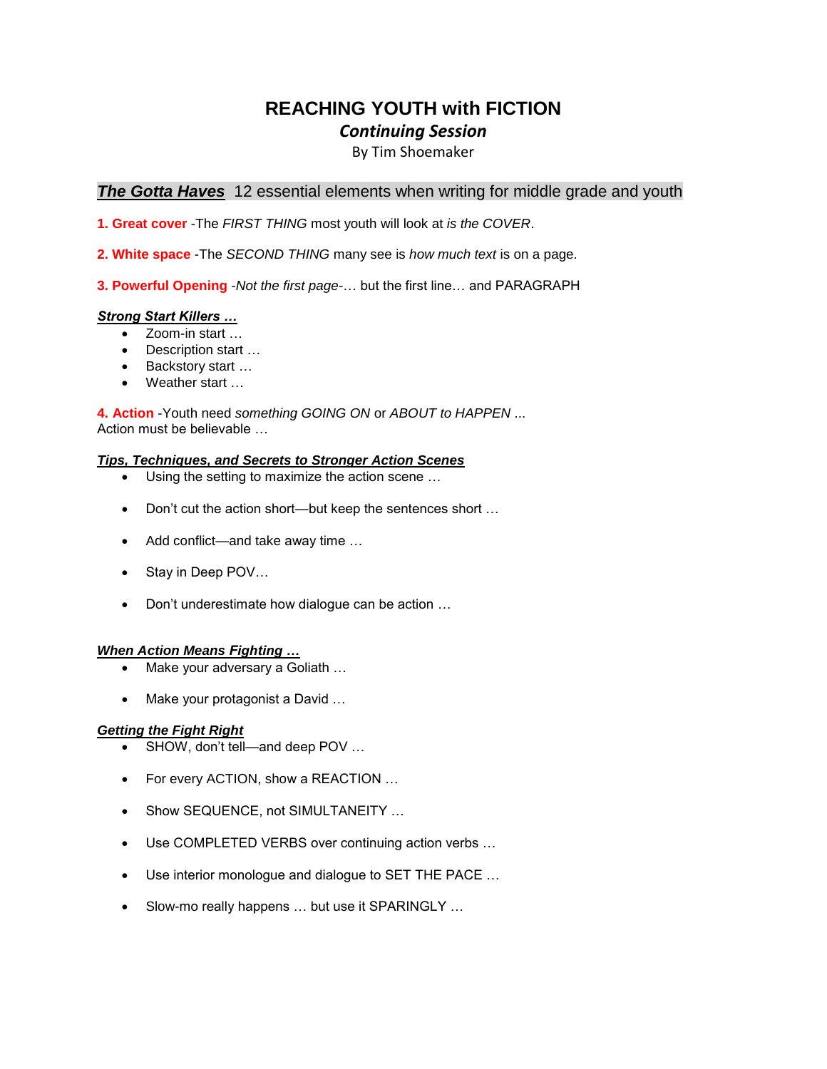# REACHING YOUTH with FICTION

## *Continuing Session*

By Tim Shoemaker

## ***The Gotta Haves*** 12 essential elements when writing for middle grade and youth

**1. Great cover** -The *FIRST THING* most youth will look at *is the COVER*.

**2. White space** -The *SECOND THING* many see is *how much text* is on a page.

**3. Powerful Opening** -*Not the first page*-… but the first line… and PARAGRAPH

***Strong Start Killers …***

- Zoom-in start …
- Description start …
- Backstory start …
- Weather start …

**4. Action** -Youth need *something GOING ON* or *ABOUT to HAPPEN* ...
Action must be believable …

***Tips, Techniques, and Secrets to Stronger Action Scenes***

- Using the setting to maximize the action scene …
- Don't cut the action short—but keep the sentences short …
- Add conflict—and take away time …
- Stay in Deep POV…
- Don't underestimate how dialogue can be action …

***When Action Means Fighting …***

- Make your adversary a Goliath …
- Make your protagonist a David …

***Getting the Fight Right***

- SHOW, don't tell—and deep POV …
- For every ACTION, show a REACTION …
- Show SEQUENCE, not SIMULTANEITY …
- Use COMPLETED VERBS over continuing action verbs …
- Use interior monologue and dialogue to SET THE PACE …
- Slow-mo really happens … but use it SPARINGLY …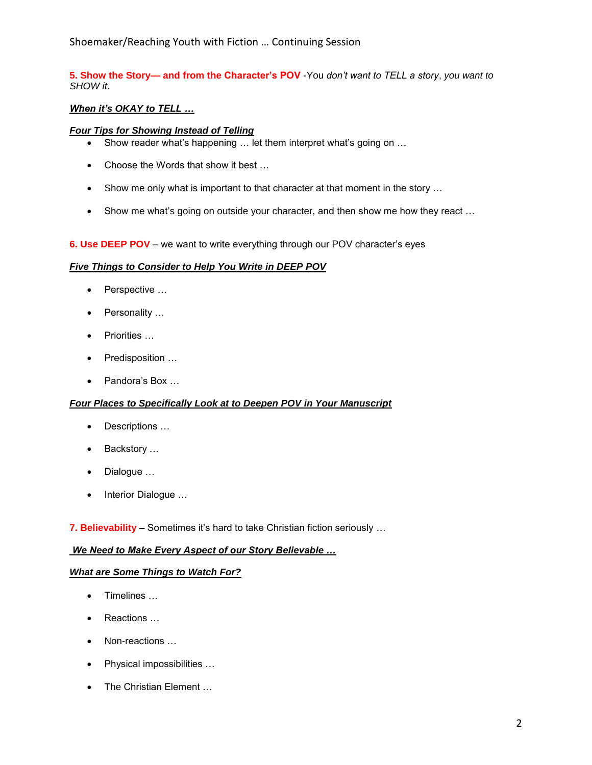**5. Show the Story— and from the Character's POV** -You *don't want to TELL a story*, *you want to SHOW it*.

***When it's OKAY to TELL …***

***Four Tips for Showing Instead of Telling***

- Show reader what's happening … let them interpret what's going on …
- Choose the Words that show it best …
- Show me only what is important to that character at that moment in the story …
- Show me what's going on outside your character, and then show me how they react …

**6. Use DEEP POV** – we want to write everything through our POV character's eyes

***Five Things to Consider to Help You Write in DEEP POV***

- Perspective …
- Personality …
- Priorities …
- Predisposition …
- Pandora's Box …

***Four Places to Specifically Look at to Deepen POV in Your Manuscript***

- Descriptions …
- Backstory …
- Dialogue …
- Interior Dialogue …

**7. Believability –** Sometimes it's hard to take Christian fiction seriously …

***We Need to Make Every Aspect of our Story Believable …***

***What are Some Things to Watch For?***

- Timelines …
- Reactions …
- Non-reactions …
- Physical impossibilities …
- The Christian Element …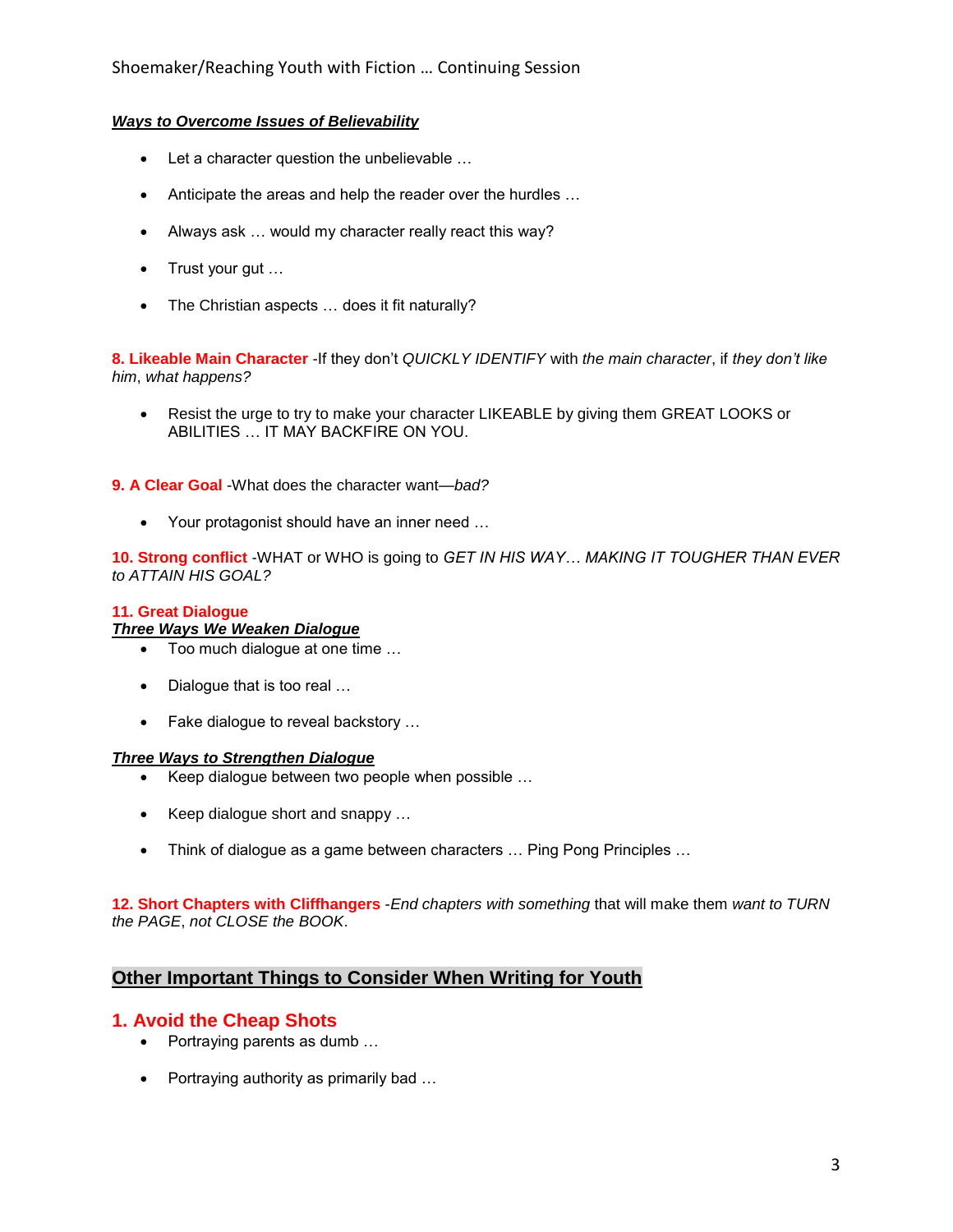***Ways to Overcome Issues of Believability***

- Let a character question the unbelievable …
- Anticipate the areas and help the reader over the hurdles …
- Always ask … would my character really react this way?
- Trust your gut …
- The Christian aspects … does it fit naturally?

**8. Likeable Main Character** -If they don't *QUICKLY IDENTIFY* with *the main character*, if *they don't like him*, *what happens?*

- Resist the urge to try to make your character LIKEABLE by giving them GREAT LOOKS or ABILITIES … IT MAY BACKFIRE ON YOU.

**9. A Clear Goal** -What does the character want—*bad?*

- Your protagonist should have an inner need …

**10. Strong conflict** -WHAT or WHO is going to *GET IN HIS WAY… MAKING IT TOUGHER THAN EVER to ATTAIN HIS GOAL?*

**11. Great Dialogue**

***Three Ways We Weaken Dialogue***

- Too much dialogue at one time …
- Dialogue that is too real …
- Fake dialogue to reveal backstory …

***Three Ways to Strengthen Dialogue***

- Keep dialogue between two people when possible …
- Keep dialogue short and snappy …
- Think of dialogue as a game between characters … Ping Pong Principles …

**12. Short Chapters with Cliffhangers** -*End chapters with something* that will make them *want to TURN the PAGE*, *not CLOSE the BOOK*.

## Other Important Things to Consider When Writing for Youth

### 1. Avoid the Cheap Shots

- Portraying parents as dumb …
- Portraying authority as primarily bad …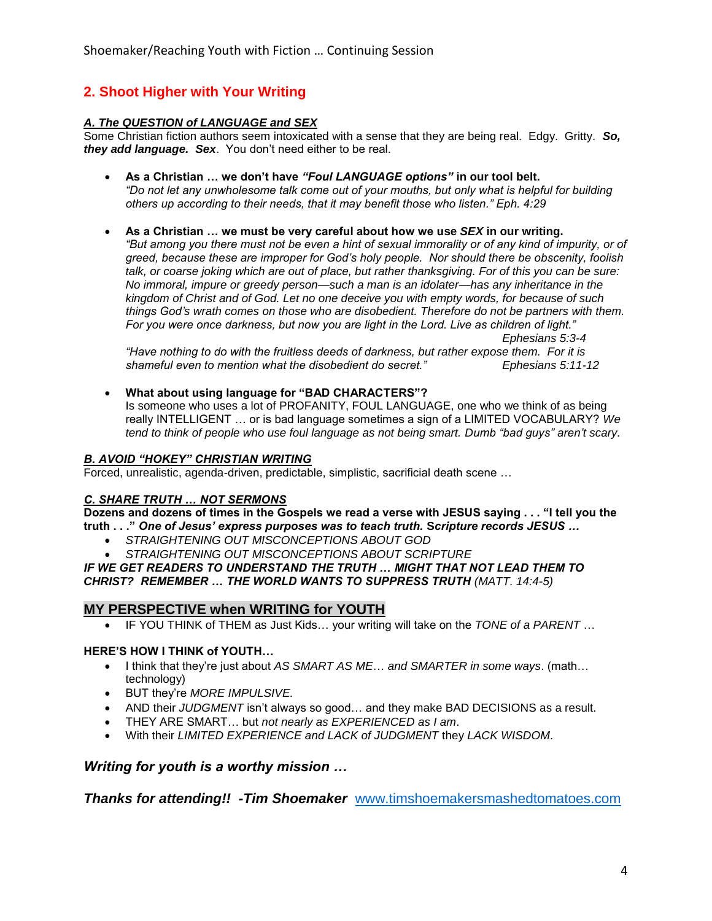## 2. Shoot Higher with Your Writing

***A. The QUESTION of LANGUAGE and SEX***

Some Christian fiction authors seem intoxicated with a sense that they are being real. Edgy. Gritty. ***So, they add language. Sex***. You don't need either to be real.

- **As a Christian … we don't have *"Foul LANGUAGE options"* in our tool belt.**
  *"Do not let any unwholesome talk come out of your mouths, but only what is helpful for building others up according to their needs, that it may benefit those who listen." Eph. 4:29*

- **As a Christian … we must be very careful about how we use *SEX* in our writing.**
  *"But among you there must not be even a hint of sexual immorality or of any kind of impurity, or of greed, because these are improper for God's holy people. Nor should there be obscenity, foolish talk, or coarse joking which are out of place, but rather thanksgiving. For of this you can be sure: No immoral, impure or greedy person—such a man is an idolater—has any inheritance in the kingdom of Christ and of God. Let no one deceive you with empty words, for because of such things God's wrath comes on those who are disobedient. Therefore do not be partners with them. For you were once darkness, but now you are light in the Lord. Live as children of light."*
  *Ephesians 5:3-4*
  *"Have nothing to do with the fruitless deeds of darkness, but rather expose them. For it is shameful even to mention what the disobedient do secret."* *Ephesians 5:11-12*

- **What about using language for "BAD CHARACTERS"?**
  Is someone who uses a lot of PROFANITY, FOUL LANGUAGE, one who we think of as being really INTELLIGENT … or is bad language sometimes a sign of a LIMITED VOCABULARY? *We tend to think of people who use foul language as not being smart. Dumb "bad guys" aren't scary.*

***B. AVOID "HOKEY" CHRISTIAN WRITING***

Forced, unrealistic, agenda-driven, predictable, simplistic, sacrificial death scene …

***C. SHARE TRUTH … NOT SERMONS***

**Dozens and dozens of times in the Gospels we read a verse with JESUS saying . . . "I tell you the truth . . ." *One of Jesus' express purposes was to teach truth. Scripture records JESUS …***

- *STRAIGHTENING OUT MISCONCEPTIONS ABOUT GOD*
- *STRAIGHTENING OUT MISCONCEPTIONS ABOUT SCRIPTURE*

***IF WE GET READERS TO UNDERSTAND THE TRUTH … MIGHT THAT NOT LEAD THEM TO CHRIST? REMEMBER … THE WORLD WANTS TO SUPPRESS TRUTH*** *(MATT. 14:4-5)*

## MY PERSPECTIVE when WRITING for YOUTH

- IF YOU THINK of THEM as Just Kids… your writing will take on the *TONE of a PARENT* …

**HERE'S HOW I THINK of YOUTH…**

- I think that they're just about *AS SMART AS ME… and SMARTER in some ways*. (math… technology)
- BUT they're *MORE IMPULSIVE.*
- AND their *JUDGMENT* isn't always so good… and they make BAD DECISIONS as a result.
- THEY ARE SMART… but *not nearly as EXPERIENCED as I am*.
- With their *LIMITED EXPERIENCE and LACK of JUDGMENT* they *LACK WISDOM*.

***Writing for youth is a worthy mission …***

***Thanks for attending!! -Tim Shoemaker*** www.timshoemakersmashedtomatoes.com